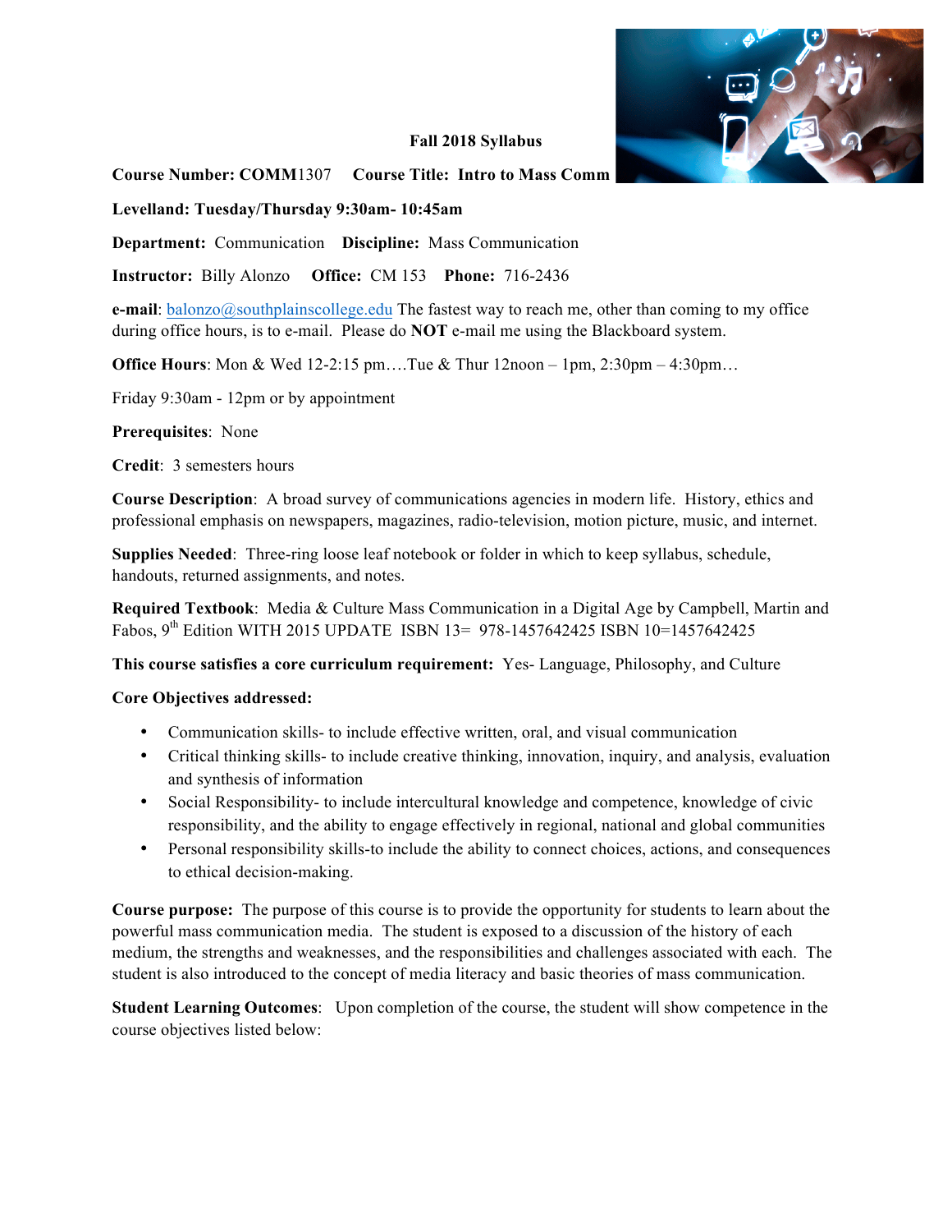**Fall 2018 Syllabus**

**Course Number: COMM**1307 **Course Title: Intro to Mass Comm**

**Levelland: Tuesday/Thursday 9:30am- 10:45am**

**Department:** Communication **Discipline:** Mass Communication

**Instructor:** Billy Alonzo **Office:** CM 153 **Phone:** 716-2436

**e-mail**: balonzo@southplainscollege.edu The fastest way to reach me, other than coming to my office during office hours, is to e-mail. Please do **NOT** e-mail me using the Blackboard system.

**Office Hours**: Mon & Wed 12-2:15 pm….Tue & Thur 12noon – 1pm, 2:30pm – 4:30pm…

Friday 9:30am - 12pm or by appointment

**Prerequisites**: None

**Credit**: 3 semesters hours

**Course Description**: A broad survey of communications agencies in modern life. History, ethics and professional emphasis on newspapers, magazines, radio-television, motion picture, music, and internet.

**Supplies Needed**: Three-ring loose leaf notebook or folder in which to keep syllabus, schedule, handouts, returned assignments, and notes.

**Required Textbook**: Media & Culture Mass Communication in a Digital Age by Campbell, Martin and Fabos, 9th Edition WITH 2015 UPDATE ISBN 13= 978-1457642425 ISBN 10=1457642425

**This course satisfies a core curriculum requirement:** Yes- Language, Philosophy, and Culture

**Core Objectives addressed:**

- Communication skills- to include effective written, oral, and visual communication
- Critical thinking skills- to include creative thinking, innovation, inquiry, and analysis, evaluation and synthesis of information
- Social Responsibility- to include intercultural knowledge and competence, knowledge of civic responsibility, and the ability to engage effectively in regional, national and global communities
- Personal responsibility skills-to include the ability to connect choices, actions, and consequences to ethical decision-making.

**Course purpose:** The purpose of this course is to provide the opportunity for students to learn about the powerful mass communication media. The student is exposed to a discussion of the history of each medium, the strengths and weaknesses, and the responsibilities and challenges associated with each. The student is also introduced to the concept of media literacy and basic theories of mass communication.

**Student Learning Outcomes**: Upon completion of the course, the student will show competence in the course objectives listed below: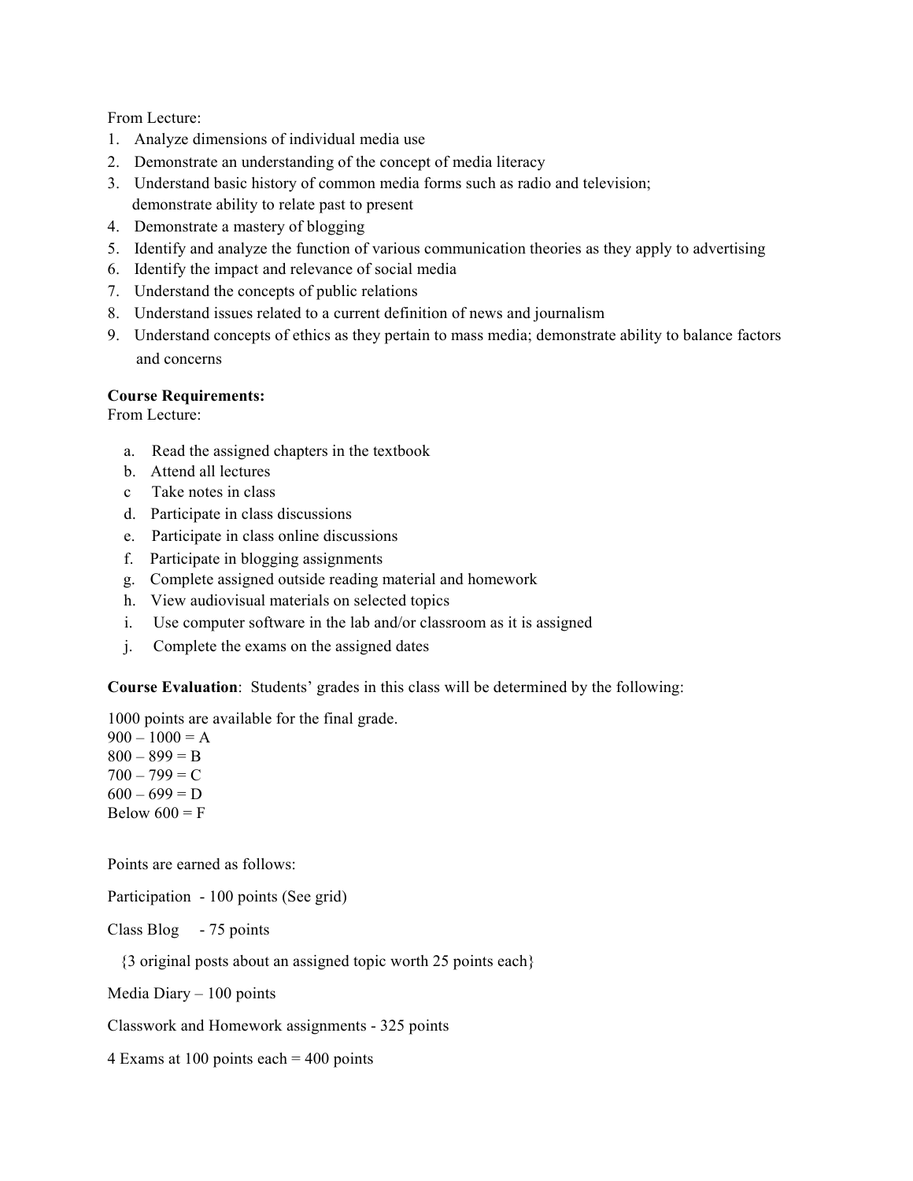From Lecture:

1. Analyze dimensions of individual media use
2. Demonstrate an understanding of the concept of media literacy
3. Understand basic history of common media forms such as radio and television; demonstrate ability to relate past to present
4. Demonstrate a mastery of blogging
5. Identify and analyze the function of various communication theories as they apply to advertising
6. Identify the impact and relevance of social media
7. Understand the concepts of public relations
8. Understand issues related to a current definition of news and journalism
9. Understand concepts of ethics as they pertain to mass media; demonstrate ability to balance factors and concerns

**Course Requirements:**
From Lecture:

a. Read the assigned chapters in the textbook
b. Attend all lectures
c Take notes in class
d. Participate in class discussions
e. Participate in class online discussions
f. Participate in blogging assignments
g. Complete assigned outside reading material and homework
h. View audiovisual materials on selected topics
i. Use computer software in the lab and/or classroom as it is assigned
j. Complete the exams on the assigned dates

**Course Evaluation**: Students' grades in this class will be determined by the following:

1000 points are available for the final grade.
900 – 1000 = A
800 – 899 = B
700 – 799 = C
600 – 699 = D
Below 600 = F

Points are earned as follows:

Participation - 100 points (See grid)

Class Blog - 75 points

{3 original posts about an assigned topic worth 25 points each}

Media Diary – 100 points

Classwork and Homework assignments - 325 points

4 Exams at 100 points each = 400 points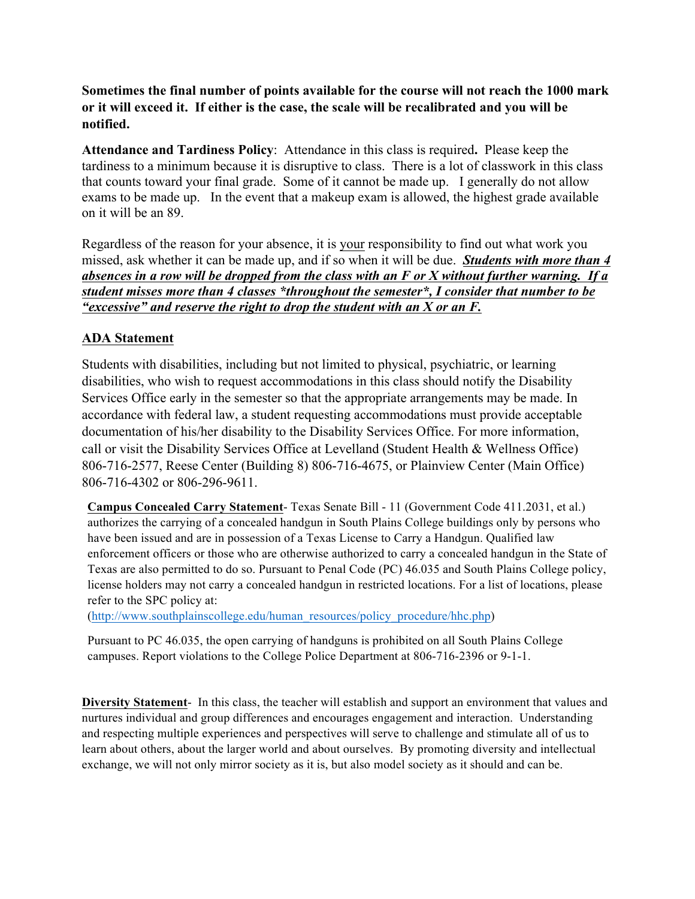**Sometimes the final number of points available for the course will not reach the 1000 mark or it will exceed it. If either is the case, the scale will be recalibrated and you will be notified.**

**Attendance and Tardiness Policy**: Attendance in this class is required**.** Please keep the tardiness to a minimum because it is disruptive to class. There is a lot of classwork in this class that counts toward your final grade. Some of it cannot be made up. I generally do not allow exams to be made up. In the event that a makeup exam is allowed, the highest grade available on it will be an 89.

Regardless of the reason for your absence, it is <u>your</u> responsibility to find out what work you missed, ask whether it can be made up, and if so when it will be due. ***<u>Students with more than 4 absences in a row will be dropped from the class with an F or X without further warning. If a student misses more than 4 classes *throughout the semester*, I consider that number to be "excessive" and reserve the right to drop the student with an X or an F.</u>***

## <u>ADA Statement</u>

Students with disabilities, including but not limited to physical, psychiatric, or learning disabilities, who wish to request accommodations in this class should notify the Disability Services Office early in the semester so that the appropriate arrangements may be made. In accordance with federal law, a student requesting accommodations must provide acceptable documentation of his/her disability to the Disability Services Office. For more information, call or visit the Disability Services Office at Levelland (Student Health & Wellness Office) 806-716-2577, Reese Center (Building 8) 806-716-4675, or Plainview Center (Main Office) 806-716-4302 or 806-296-9611.

**<u>Campus Concealed Carry Statement</u>**- Texas Senate Bill - 11 (Government Code 411.2031, et al.) authorizes the carrying of a concealed handgun in South Plains College buildings only by persons who have been issued and are in possession of a Texas License to Carry a Handgun. Qualified law enforcement officers or those who are otherwise authorized to carry a concealed handgun in the State of Texas are also permitted to do so. Pursuant to Penal Code (PC) 46.035 and South Plains College policy, license holders may not carry a concealed handgun in restricted locations. For a list of locations, please refer to the SPC policy at:
(http://www.southplainscollege.edu/human_resources/policy_procedure/hhc.php)

Pursuant to PC 46.035, the open carrying of handguns is prohibited on all South Plains College campuses. Report violations to the College Police Department at 806-716-2396 or 9-1-1.

**<u>Diversity Statement</u>**- In this class, the teacher will establish and support an environment that values and nurtures individual and group differences and encourages engagement and interaction. Understanding and respecting multiple experiences and perspectives will serve to challenge and stimulate all of us to learn about others, about the larger world and about ourselves. By promoting diversity and intellectual exchange, we will not only mirror society as it is, but also model society as it should and can be.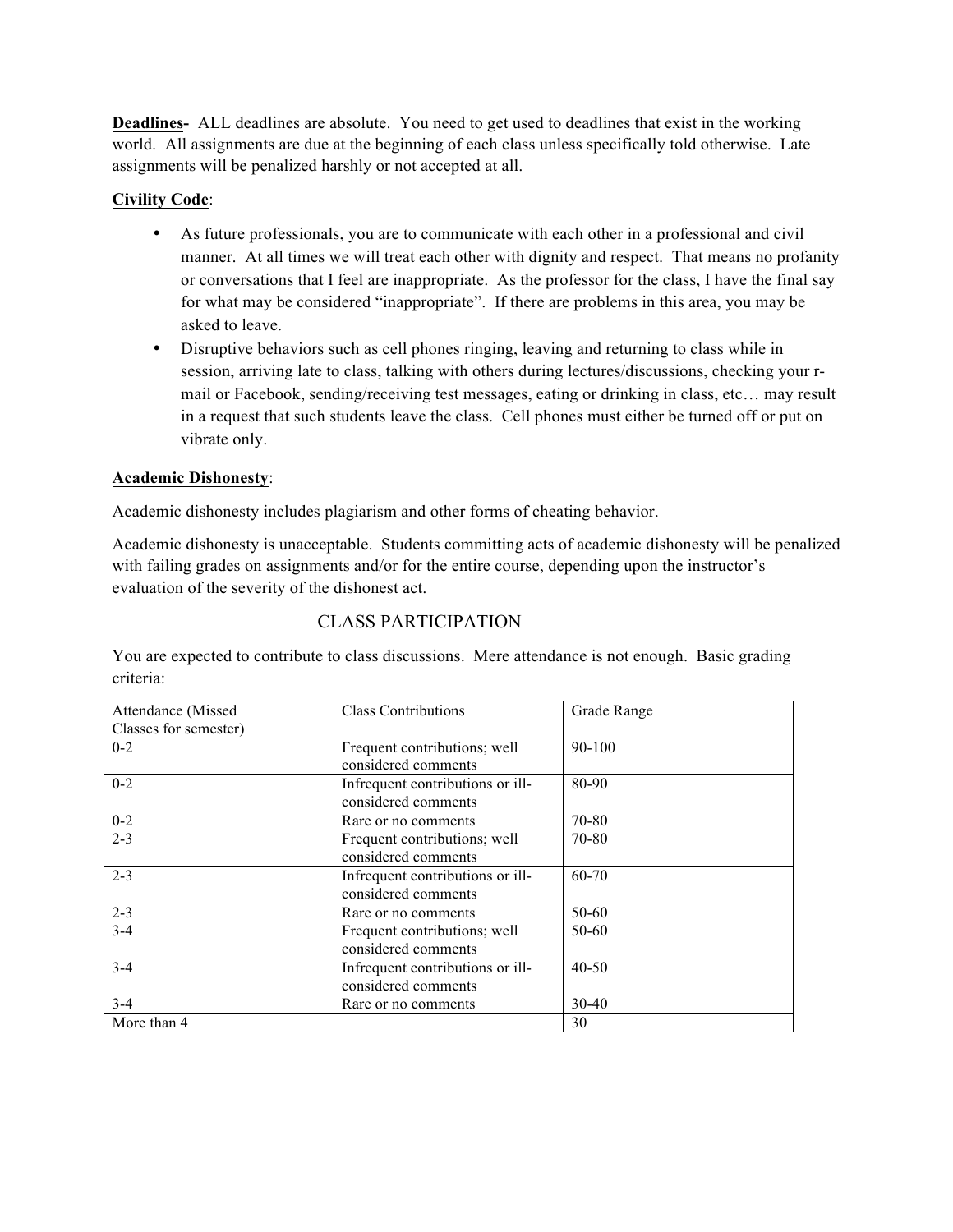**Deadlines-** ALL deadlines are absolute. You need to get used to deadlines that exist in the working world. All assignments are due at the beginning of each class unless specifically told otherwise. Late assignments will be penalized harshly or not accepted at all.

**Civility Code**:

- As future professionals, you are to communicate with each other in a professional and civil manner. At all times we will treat each other with dignity and respect. That means no profanity or conversations that I feel are inappropriate. As the professor for the class, I have the final say for what may be considered "inappropriate". If there are problems in this area, you may be asked to leave.
- Disruptive behaviors such as cell phones ringing, leaving and returning to class while in session, arriving late to class, talking with others during lectures/discussions, checking your r-mail or Facebook, sending/receiving test messages, eating or drinking in class, etc… may result in a request that such students leave the class. Cell phones must either be turned off or put on vibrate only.

**Academic Dishonesty**:

Academic dishonesty includes plagiarism and other forms of cheating behavior.

Academic dishonesty is unacceptable. Students committing acts of academic dishonesty will be penalized with failing grades on assignments and/or for the entire course, depending upon the instructor's evaluation of the severity of the dishonest act.

## CLASS PARTICIPATION

You are expected to contribute to class discussions. Mere attendance is not enough. Basic grading criteria:

| Attendance (Missed Classes for semester) | Class Contributions | Grade Range |
|---|---|---|
| 0-2 | Frequent contributions; well considered comments | 90-100 |
| 0-2 | Infrequent contributions or ill-considered comments | 80-90 |
| 0-2 | Rare or no comments | 70-80 |
| 2-3 | Frequent contributions; well considered comments | 70-80 |
| 2-3 | Infrequent contributions or ill-considered comments | 60-70 |
| 2-3 | Rare or no comments | 50-60 |
| 3-4 | Frequent contributions; well considered comments | 50-60 |
| 3-4 | Infrequent contributions or ill-considered comments | 40-50 |
| 3-4 | Rare or no comments | 30-40 |
| More than 4 | | 30 |